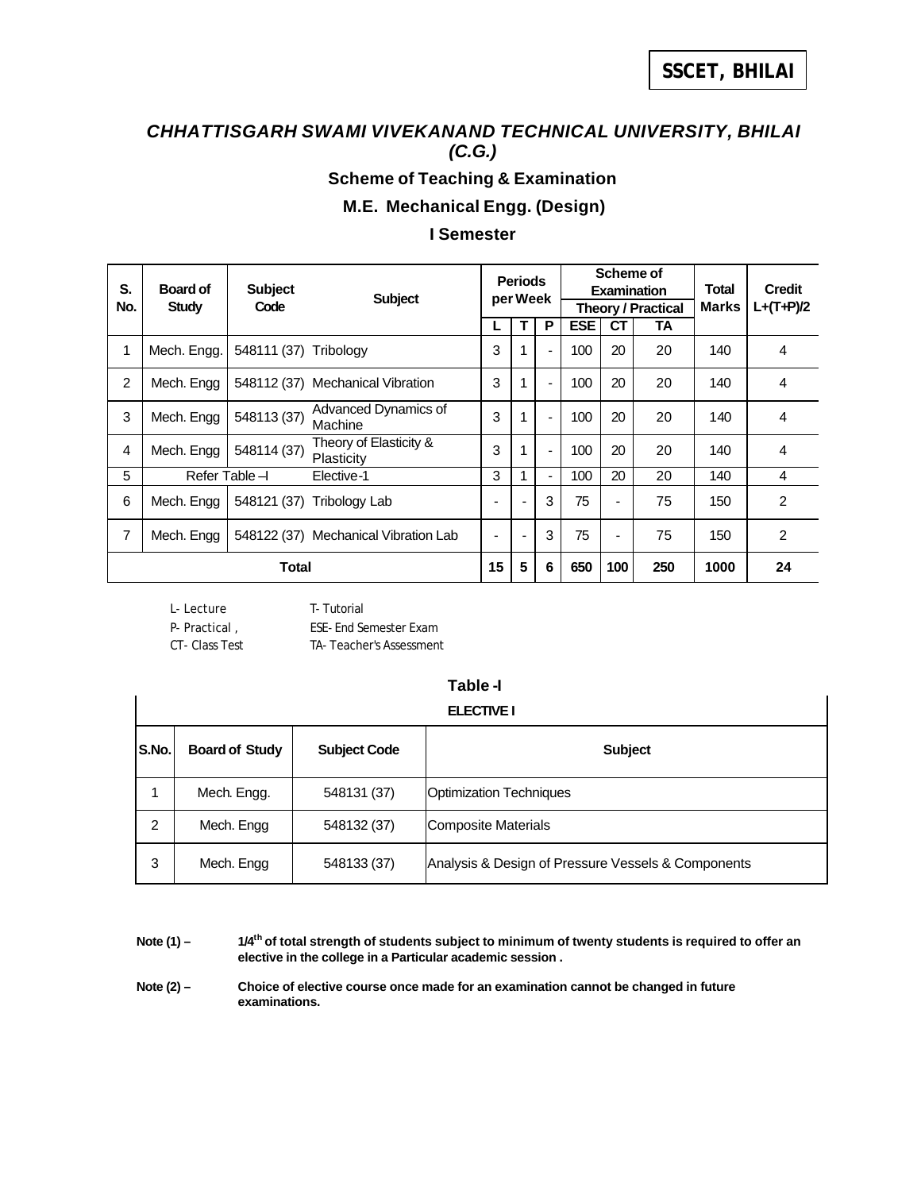**SSCET, BHILAI**

# *CHHATTISGARH SWAMI VIVEKANAND TECHNICAL UNIVERSITY, BHILAI (C.G.)*

## Scheme of Teaching & Examination

## M.E. Mechanical Engg. (Design)

## I Semester

| S. No. | Board of Study | Subject Code | Subject | Periods per Week | | | Scheme of Examination Theory / Practical | | | Total Marks | Credit L+(T+P)/2 |
|---|---|---|---|---|---|---|---|---|---|---|---|
| | | | | L | T | P | ESE | CT | TA | | |
| 1 | Mech. Engg. | 548111 (37) | Tribology | 3 | 1 | - | 100 | 20 | 20 | 140 | 4 |
| 2 | Mech. Engg | 548112 (37) | Mechanical Vibration | 3 | 1 | - | 100 | 20 | 20 | 140 | 4 |
| 3 | Mech. Engg | 548113 (37) | Advanced Dynamics of Machine | 3 | 1 | - | 100 | 20 | 20 | 140 | 4 |
| 4 | Mech. Engg | 548114 (37) | Theory of Elasticity & Plasticity | 3 | 1 | - | 100 | 20 | 20 | 140 | 4 |
| 5 | Refer Table –I | | Elective-1 | 3 | 1 | - | 100 | 20 | 20 | 140 | 4 |
| 6 | Mech. Engg | 548121 (37) | Tribology Lab | - | - | 3 | 75 | - | 75 | 150 | 2 |
| 7 | Mech. Engg | 548122 (37) | Mechanical Vibration Lab | - | - | 3 | 75 | - | 75 | 150 | 2 |
| **Total** | | | | **15** | **5** | **6** | **650** | **100** | **250** | **1000** | **24** |

L- Lecture T- Tutorial
P- Practical , ESE- End Semester Exam
CT- Class Test TA- Teacher's Assessment

### Table -I

**ELECTIVE I**

| S.No. | Board of Study | Subject Code | Subject |
|---|---|---|---|
| 1 | Mech. Engg. | 548131 (37) | Optimization Techniques |
| 2 | Mech. Engg | 548132 (37) | Composite Materials |
| 3 | Mech. Engg | 548133 (37) | Analysis & Design of Pressure Vessels & Components |

**Note (1) –** **$1/4^{th}$ of total strength of students subject to minimum of twenty students is required to offer an elective in the college in a Particular academic session .**

**Note (2) –** **Choice of elective course once made for an examination cannot be changed in future examinations.**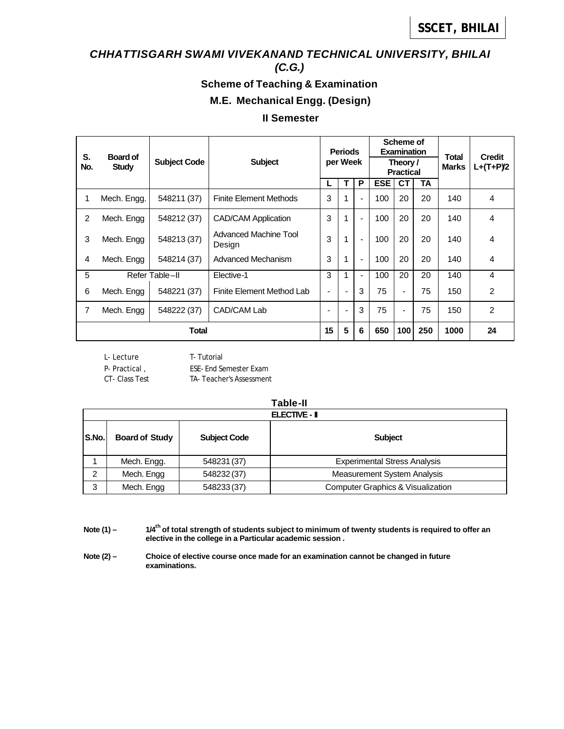**SSCET, BHILAI**

## *CHHATTISGARH SWAMI VIVEKANAND TECHNICAL UNIVERSITY, BHILAI (C.G.)*

### Scheme of Teaching & Examination

### M.E. Mechanical Engg. (Design)

### II Semester

| S. No. | Board of Study | Subject Code | Subject | Periods per Week | | | Scheme of Examination Theory / Practical | | | Total Marks | Credit L+(T+P)/2 |
|---|---|---|---|---|---|---|---|---|---|---|---|
| | | | | L | T | P | ESE | CT | TA | | |
| 1 | Mech. Engg. | 548211 (37) | Finite Element Methods | 3 | 1 | - | 100 | 20 | 20 | 140 | 4 |
| 2 | Mech. Engg | 548212 (37) | CAD/CAM Application | 3 | 1 | - | 100 | 20 | 20 | 140 | 4 |
| 3 | Mech. Engg | 548213 (37) | Advanced Machine Tool Design | 3 | 1 | - | 100 | 20 | 20 | 140 | 4 |
| 4 | Mech. Engg | 548214 (37) | Advanced Mechanism | 3 | 1 | - | 100 | 20 | 20 | 140 | 4 |
| 5 | Refer Table –II | | Elective-1 | 3 | 1 | - | 100 | 20 | 20 | 140 | 4 |
| 6 | Mech. Engg | 548221 (37) | Finite Element Method Lab | - | - | 3 | 75 | - | 75 | 150 | 2 |
| 7 | Mech. Engg | 548222 (37) | CAD/CAM Lab | - | - | 3 | 75 | - | 75 | 150 | 2 |
| Total | | | | 15 | 5 | 6 | 650 | 100 | 250 | 1000 | 24 |

L- Lecture T- Tutorial
P- Practical , ESE- End Semester Exam
CT- Class Test TA- Teacher's Assessment

**Table-II**

| ELECTIVE - I | | | |
|---|---|---|---|
| S.No. | Board of Study | Subject Code | Subject |
| 1 | Mech. Engg. | 548231 (37) | Experimental Stress Analysis |
| 2 | Mech. Engg | 548232 (37) | Measurement System Analysis |
| 3 | Mech. Engg | 548233 (37) | Computer Graphics & Visualization |

**Note (1) – 1/4th of total strength of students subject to minimum of twenty students is required to offer an elective in the college in a Particular academic session .**

**Note (2) – Choice of elective course once made for an examination cannot be changed in future examinations.**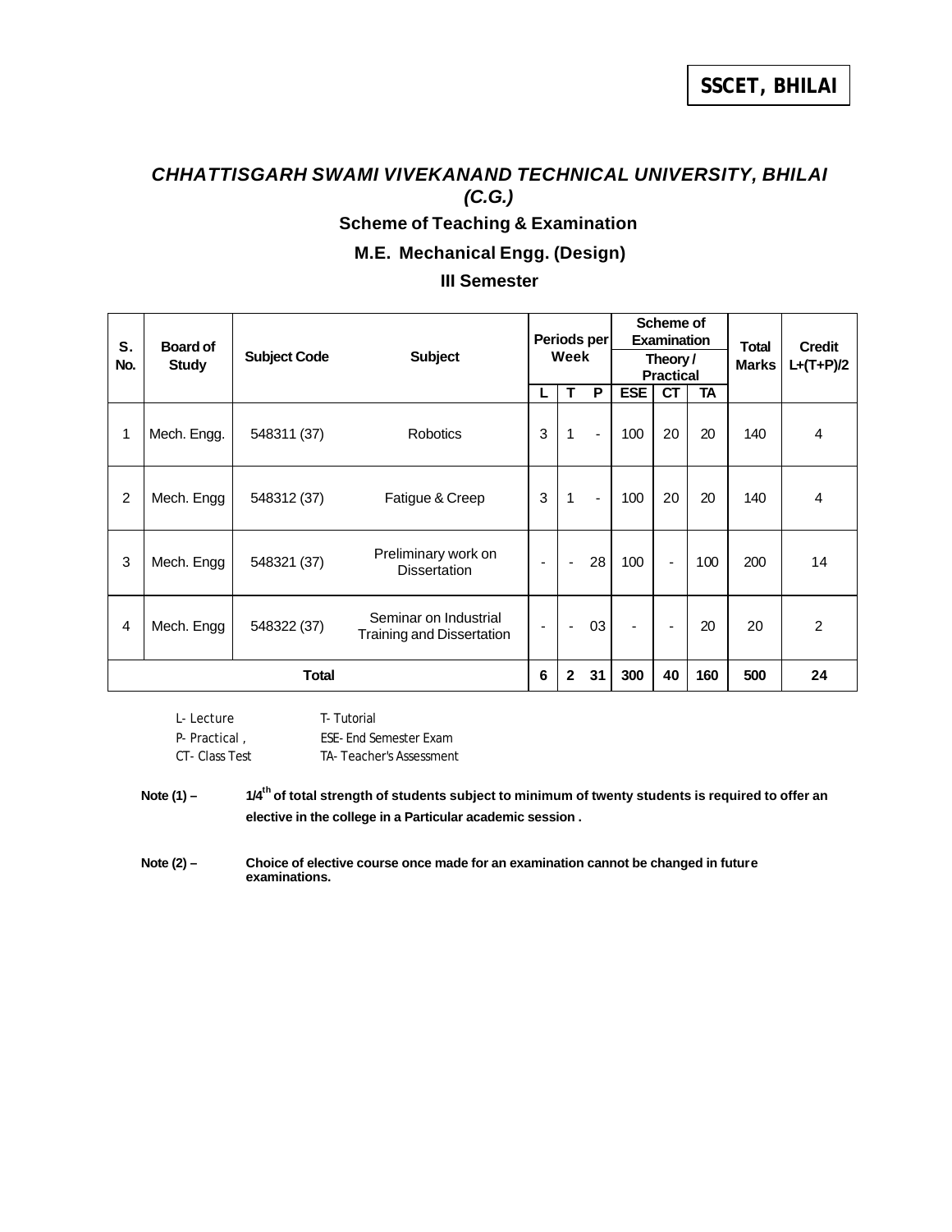**SSCET, BHILAI**

# *CHHATTISGARH SWAMI VIVEKANAND TECHNICAL UNIVERSITY, BHILAI (C.G.)*

## Scheme of Teaching & Examination

## M.E. Mechanical Engg. (Design)

## III Semester

| S. No. | Board of Study | Subject Code | Subject | Periods per Week | | | Scheme of Examination Theory / Practical | | | Total Marks | Credit L+(T+P)/2 |
|---|---|---|---|---|---|---|---|---|---|---|---|
| | | | | L | T | P | ESE | CT | TA | | |
| 1 | Mech. Engg. | 548311 (37) | Robotics | 3 | 1 | - | 100 | 20 | 20 | 140 | 4 |
| 2 | Mech. Engg | 548312 (37) | Fatigue & Creep | 3 | 1 | - | 100 | 20 | 20 | 140 | 4 |
| 3 | Mech. Engg | 548321 (37) | Preliminary work on Dissertation | - | - | 28 | 100 | - | 100 | 200 | 14 |
| 4 | Mech. Engg | 548322 (37) | Seminar on Industrial Training and Dissertation | - | - | 03 | - | - | 20 | 20 | 2 |
| **Total** | | | | **6** | **2** | **31** | **300** | **40** | **160** | **500** | **24** |

L- Lecture T- Tutorial
P- Practical , ESE- End Semester Exam
CT- Class Test TA- Teacher's Assessment

**Note (1) –** **1/4th of total strength of students subject to minimum of twenty students is required to offer an elective in the college in a Particular academic session .**

**Note (2) –** **Choice of elective course once made for an examination cannot be changed in future examinations.**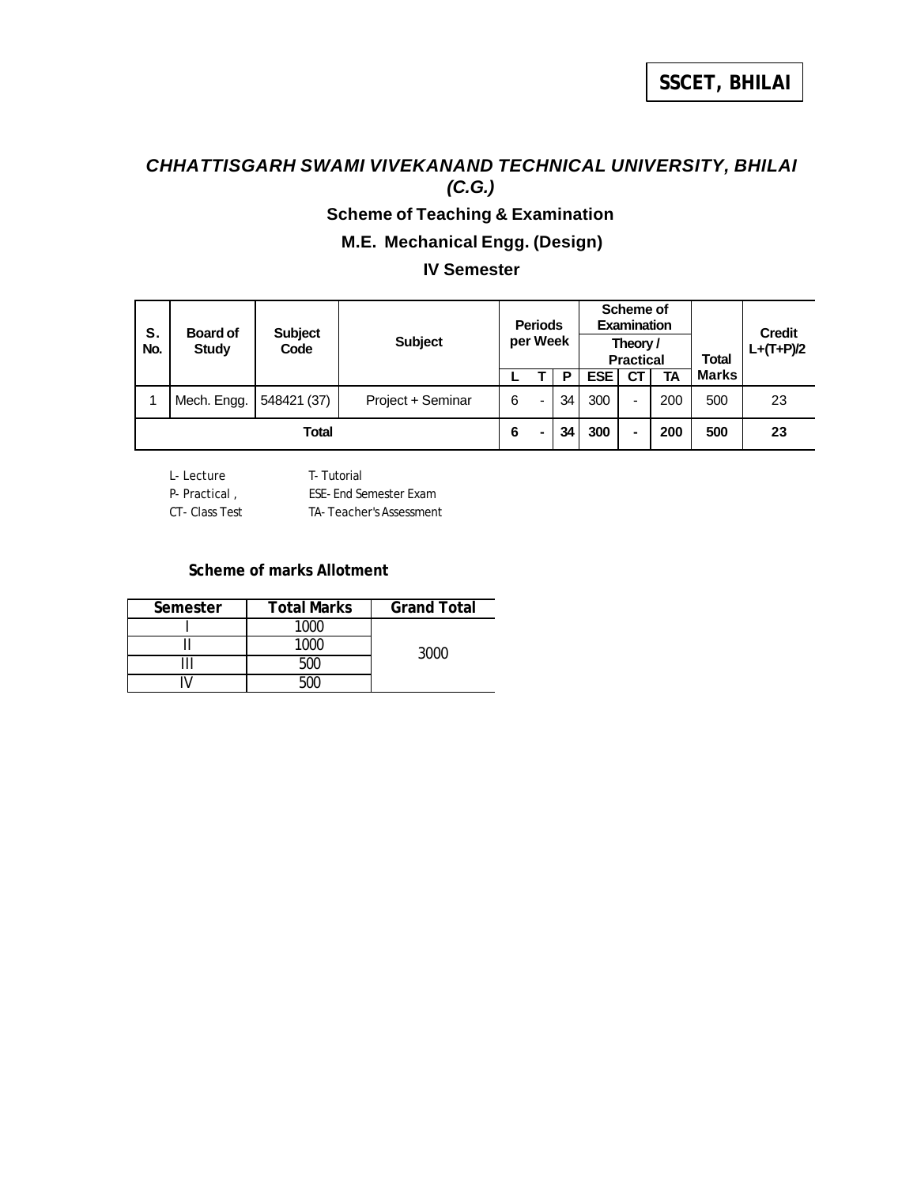**SSCET, BHILAI**

# *CHHATTISGARH SWAMI VIVEKANAND TECHNICAL UNIVERSITY, BHILAI (C.G.)*

### Scheme of Teaching & Examination

### M.E. Mechanical Engg. (Design)

### IV Semester

| S. No. | Board of Study | Subject Code | Subject | Periods per Week | | | Scheme of Examination Theory / Practical | | | Total Marks | Credit L+(T+P)/2 |
|---|---|---|---|---|---|---|---|---|---|---|---|
| | | | | L | T | P | ESE | CT | TA | | |
| 1 | Mech. Engg. | 548421 (37) | Project + Seminar | 6 | - | 34 | 300 | - | 200 | 500 | 23 |
| **Total** | | | | **6** | **-** | **34** | **300** | **-** | **200** | **500** | **23** |

L- Lecture T- Tutorial
P- Practical , ESE- End Semester Exam
CT- Class Test TA- Teacher's Assessment

**Scheme of marks Allotment**

| Semester | Total Marks | Grand Total |
|---|---|---|
| I | 1000 | 3000 |
| II | 1000 | |
| III | 500 | |
| IV | 500 | |